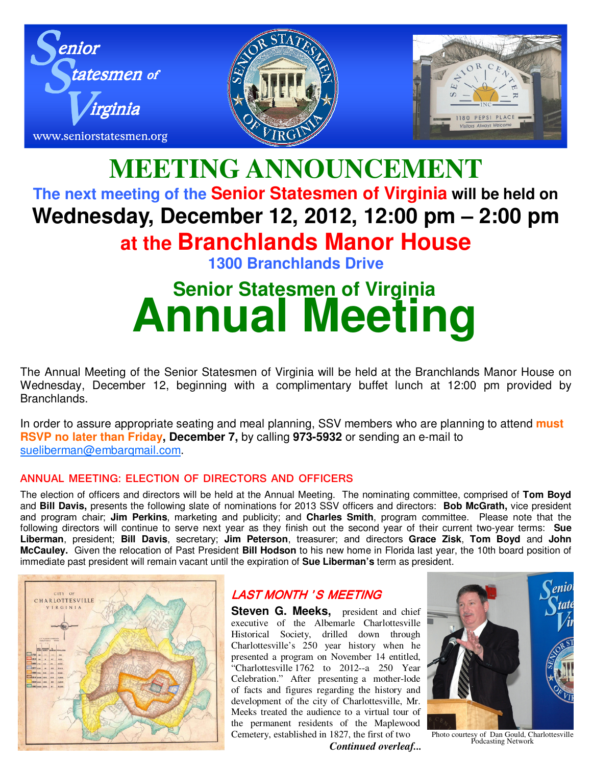Senior Statesmen of Virginia

www.seniorstatesmen.org

# MEETING ANNOUNCEMENT

**The next meeting of the Senior Statesmen of Virginia will be held on**

## Wednesday, December 12, 2012, 12:00 pm – 2:00 pm

## at the Branchlands Manor House

**1300 Branchlands Drive**

## Senior Statesmen of Virginia

# Annual Meeting

The Annual Meeting of the Senior Statesmen of Virginia will be held at the Branchlands Manor House on Wednesday, December 12, beginning with a complimentary buffet lunch at 12:00 pm provided by Branchlands.

In order to assure appropriate seating and meal planning, SSV members who are planning to attend **must RSVP no later than Friday, December 7,** by calling **973-5932** or sending an e-mail to sueliberman@embarqmail.com.

### ANNUAL MEETING: ELECTION OF DIRECTORS AND OFFICERS

The election of officers and directors will be held at the Annual Meeting. The nominating committee, comprised of **Tom Boyd** and **Bill Davis,** presents the following slate of nominations for 2013 SSV officers and directors: **Bob McGrath,** vice president and program chair; **Jim Perkins**, marketing and publicity; and **Charles Smith**, program committee. Please note that the following directors will continue to serve next year as they finish out the second year of their current two-year terms: **Sue Liberman**, president; **Bill Davis**, secretary; **Jim Peterson**, treasurer; and directors **Grace Zisk**, **Tom Boyd** and **John McCauley.** Given the relocation of Past President **Bill Hodson** to his new home in Florida last year, the 10th board position of immediate past president will remain vacant until the expiration of **Sue Liberman's** term as president.

### *LAST MONTH'S MEETING*

**Steven G. Meeks,** president and chief executive of the Albemarle Charlottesville Historical Society, drilled down through Charlottesville's 250 year history when he presented a program on November 14 entitled, "Charlottesville 1762 to 2012--a 250 Year Celebration." After presenting a mother-lode of facts and figures regarding the history and development of the city of Charlottesville, Mr. Meeks treated the audience to a virtual tour of the permanent residents of the Maplewood Cemetery, established in 1827, the first of two

***Continued overleaf...***

Photo courtesy of Dan Gould, Charlottesville Podcasting Network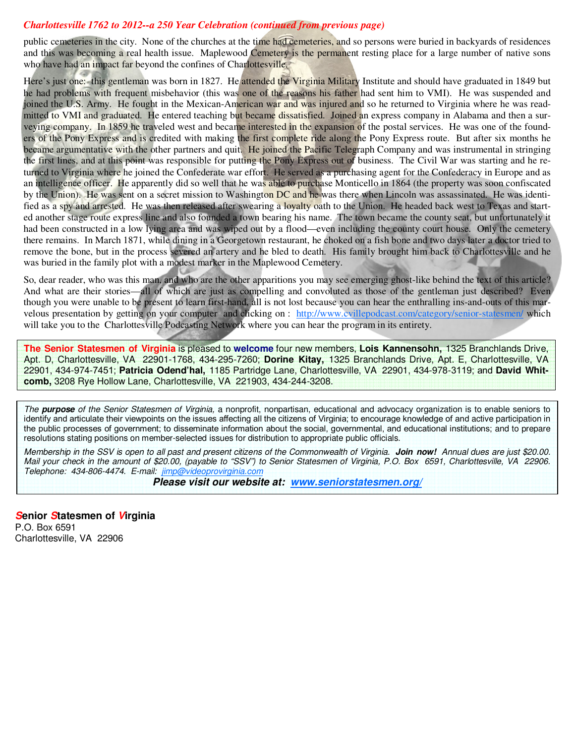*Charlottesville 1762 to 2012--a 250 Year Celebration (continued from previous page)*

public cemeteries in the city. None of the churches at the time had cemeteries, and so persons were buried in backyards of residences and this was becoming a real health issue. Maplewood Cemetery is the permanent resting place for a large number of native sons who have had an impact far beyond the confines of Charlottesville.

Here's just one: this gentleman was born in 1827. He attended the Virginia Military Institute and should have graduated in 1849 but he had problems with frequent misbehavior (this was one of the reasons his father had sent him to VMI). He was suspended and joined the U.S. Army. He fought in the Mexican-American war and was injured and so he returned to Virginia where he was readmitted to VMI and graduated. He entered teaching but became dissatisfied. Joined an express company in Alabama and then a surveying company. In 1859 he traveled west and became interested in the expansion of the postal services. He was one of the founders of the Pony Express and is credited with making the first complete ride along the Pony Express route. But after six months he became argumentative with the other partners and quit. He joined the Pacific Telegraph Company and was instrumental in stringing the first lines, and at this point was responsible for putting the Pony Express out of business. The Civil War was starting and he returned to Virginia where he joined the Confederate war effort. He served as a purchasing agent for the Confederacy in Europe and as an intelligence officer. He apparently did so well that he was able to purchase Monticello in 1864 (the property was soon confiscated by the Union). He was sent on a secret mission to Washington DC and he was there when Lincoln was assassinated. He was identified as a spy and arrested. He was then released after swearing a loyalty oath to the Union. He headed back west to Texas and started another stage route express line and also founded a town bearing his name. The town became the county seat, but unfortunately it had been constructed in a low lying area and was wiped out by a flood—even including the county court house. Only the cemetery there remains. In March 1871, while dining in a Georgetown restaurant, he choked on a fish bone and two days later a doctor tried to remove the bone, but in the process severed an artery and he bled to death. His family brought him back to Charlottesville and he was buried in the family plot with a modest marker in the Maplewood Cemetery.

So, dear reader, who was this man, and who are the other apparitions you may see emerging ghost-like behind the text of this article? And what are their stories—all of which are just as compelling and convoluted as those of the gentleman just described? Even though you were unable to be present to learn first-hand, all is not lost because you can hear the enthralling ins-and-outs of this marvelous presentation by getting on your computer and clicking on : http://www.cvillepodcast.com/category/senior-statesmen/ which will take you to the Charlottesville Podcasting Network where you can hear the program in its entirety.

**The Senior Statesmen of Virginia** is pleased to **welcome** four new members, **Lois Kannensohn,** 1325 Branchlands Drive, Apt. D, Charlottesville, VA 22901-1768, 434-295-7260; **Dorine Kitay,** 1325 Branchlands Drive, Apt. E, Charlottesville, VA 22901, 434-974-7451; **Patricia Odend'hal,** 1185 Partridge Lane, Charlottesville, VA 22901, 434-978-3119; and **David Whitcomb,** 3208 Rye Hollow Lane, Charlottesville, VA 221903, 434-244-3208.

*The **purpose** of the Senior Statesmen of Virginia,* a nonprofit, nonpartisan, educational and advocacy organization is to enable seniors to identify and articulate their viewpoints on the issues affecting all the citizens of Virginia; to encourage knowledge of and active participation in the public processes of government; to disseminate information about the social, governmental, and educational institutions; and to prepare resolutions stating positions on member-selected issues for distribution to appropriate public officials.

*Membership in the SSV is open to all past and present citizens of the Commonwealth of Virginia. **Join now!** Annual dues are just $20.00. Mail your check in the amount of $20.00, (payable to "SSV") to Senior Statesmen of Virginia, P.O. Box 6591, Charlottesville, VA 22906. Telephone: 434-806-4474. E-mail: jimp@videoprovirginia.com*

***Please visit our website at: www.seniorstatesmen.org/***

**Senior Statesmen of Virginia**
P.O. Box 6591
Charlottesville, VA 22906